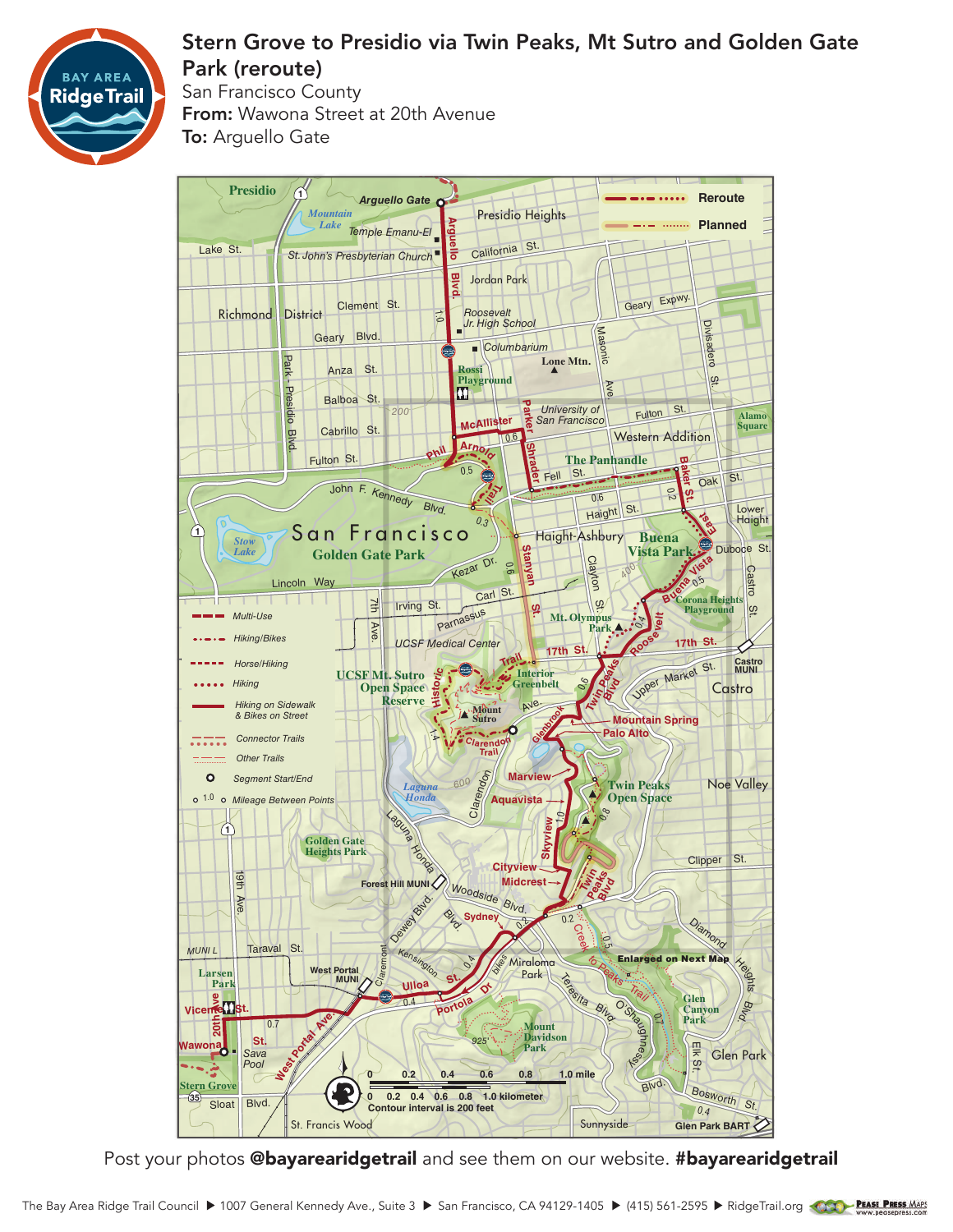# Stern Grove to Presidio via Twin Peaks, Mt Sutro and Golden Gate Park (reroute)

San Francisco County

**From:** Wawona Street at 20th Avenue

**To:** Arguello Gate

Reroute

Planned

Multi-Use

Hiking/Bikes

Horse/Hiking

Hiking

Hiking on Sidewalk & Bikes on Street

Connector Trails

Other Trails

Segment Start/End

1.0 Mileage Between Points

Enlarged on Next Map

0 0.2 0.4 0.6 0.8 1.0 mile

0 0.2 0.4 0.6 0.8 1.0 kilometer

Contour interval is 200 feet

Post your photos **@bayarearidgetrail** and see them on our website. **#bayarearidgetrail**

The Bay Area Ridge Trail Council ▶ 1007 General Kennedy Ave., Suite 3 ▶ San Francisco, CA 94129-1405 ▶ (415) 561-2595 ▶ RidgeTrail.org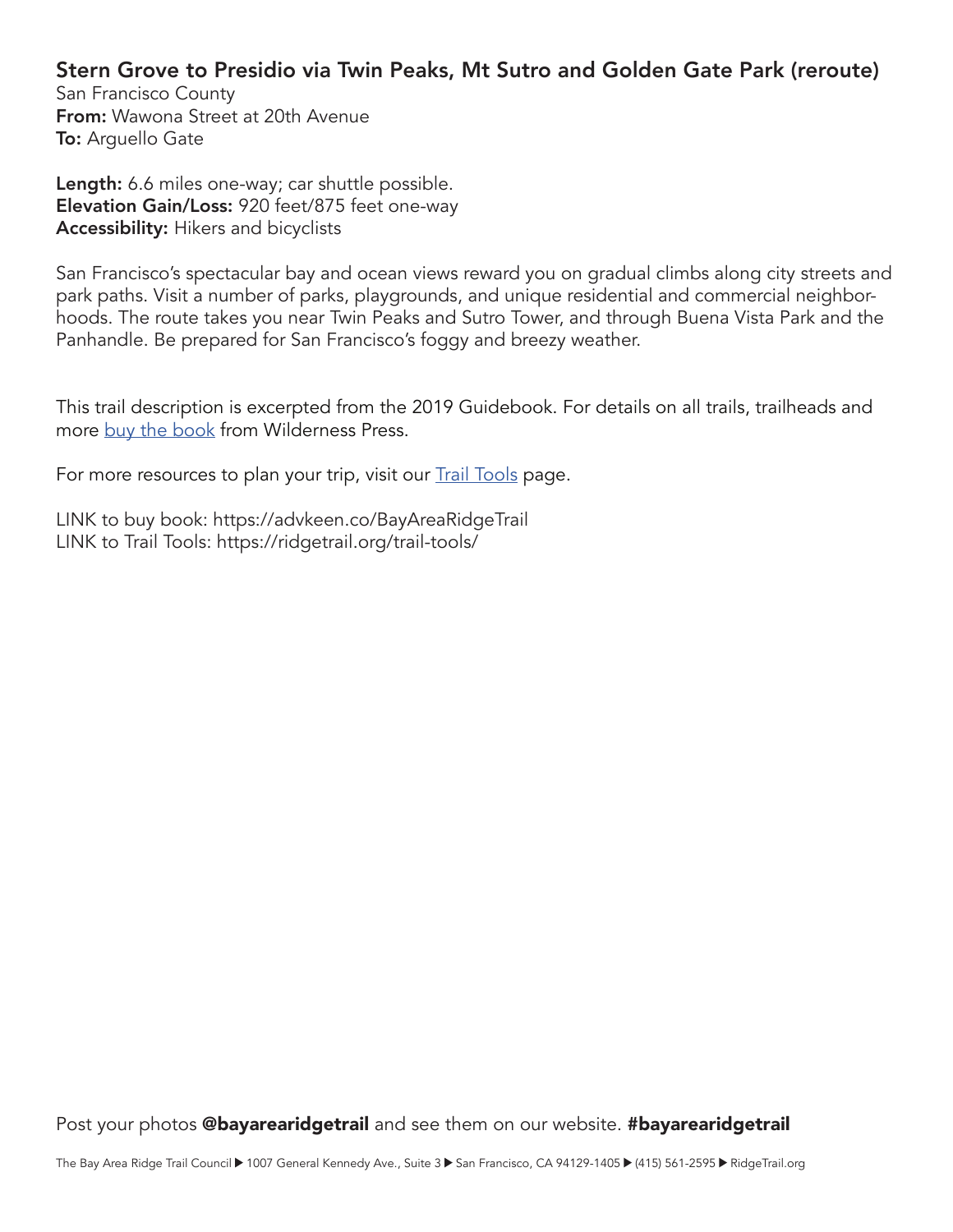## Stern Grove to Presidio via Twin Peaks, Mt Sutro and Golden Gate Park (reroute)

San Francisco County
**From:** Wawona Street at 20th Avenue
**To:** Arguello Gate

**Length:** 6.6 miles one-way; car shuttle possible.
**Elevation Gain/Loss:** 920 feet/875 feet one-way
**Accessibility:** Hikers and bicyclists

San Francisco's spectacular bay and ocean views reward you on gradual climbs along city streets and park paths. Visit a number of parks, playgrounds, and unique residential and commercial neighborhoods. The route takes you near Twin Peaks and Sutro Tower, and through Buena Vista Park and the Panhandle. Be prepared for San Francisco's foggy and breezy weather.

This trail description is excerpted from the 2019 Guidebook. For details on all trails, trailheads and more buy the book from Wilderness Press.

For more resources to plan your trip, visit our Trail Tools page.

LINK to buy book: https://advkeen.co/BayAreaRidgeTrail
LINK to Trail Tools: https://ridgetrail.org/trail-tools/

Post your photos **@bayarearidgetrail** and see them on our website. **#bayarearidgetrail**

The Bay Area Ridge Trail Council ▶ 1007 General Kennedy Ave., Suite 3 ▶ San Francisco, CA 94129-1405 ▶ (415) 561-2595 ▶ RidgeTrail.org